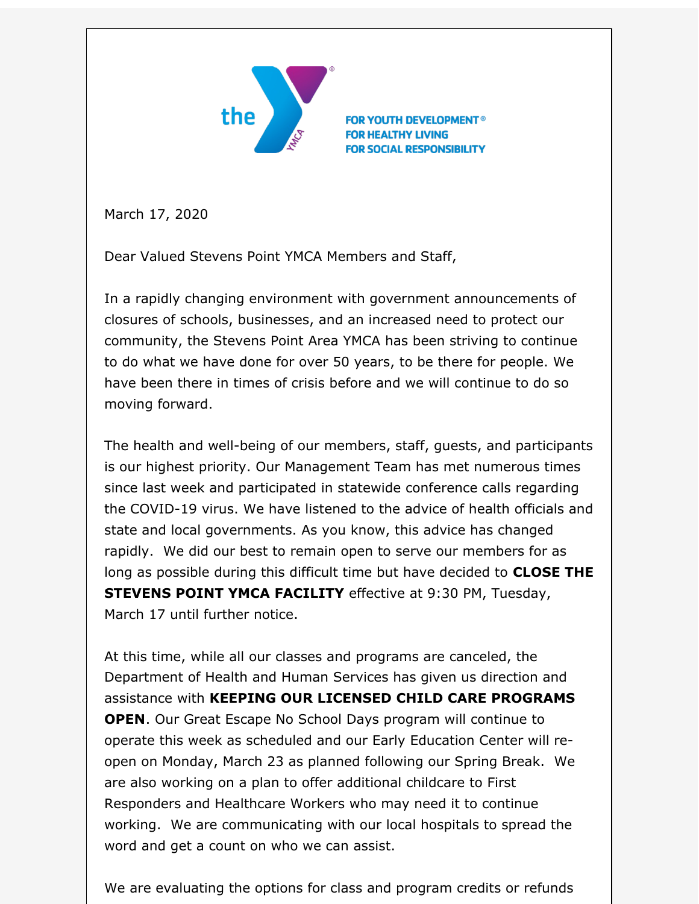FOR YOUTH DEVELOPMENT®
FOR HEALTHY LIVING
FOR SOCIAL RESPONSIBILITY

March 17, 2020

Dear Valued Stevens Point YMCA Members and Staff,

In a rapidly changing environment with government announcements of closures of schools, businesses, and an increased need to protect our community, the Stevens Point Area YMCA has been striving to continue to do what we have done for over 50 years, to be there for people. We have been there in times of crisis before and we will continue to do so moving forward.

The health and well-being of our members, staff, guests, and participants is our highest priority. Our Management Team has met numerous times since last week and participated in statewide conference calls regarding the COVID-19 virus. We have listened to the advice of health officials and state and local governments. As you know, this advice has changed rapidly. We did our best to remain open to serve our members for as long as possible during this difficult time but have decided to **CLOSE THE STEVENS POINT YMCA FACILITY** effective at 9:30 PM, Tuesday, March 17 until further notice.

At this time, while all our classes and programs are canceled, the Department of Health and Human Services has given us direction and assistance with **KEEPING OUR LICENSED CHILD CARE PROGRAMS OPEN**. Our Great Escape No School Days program will continue to operate this week as scheduled and our Early Education Center will re-open on Monday, March 23 as planned following our Spring Break. We are also working on a plan to offer additional childcare to First Responders and Healthcare Workers who may need it to continue working. We are communicating with our local hospitals to spread the word and get a count on who we can assist.

We are evaluating the options for class and program credits or refunds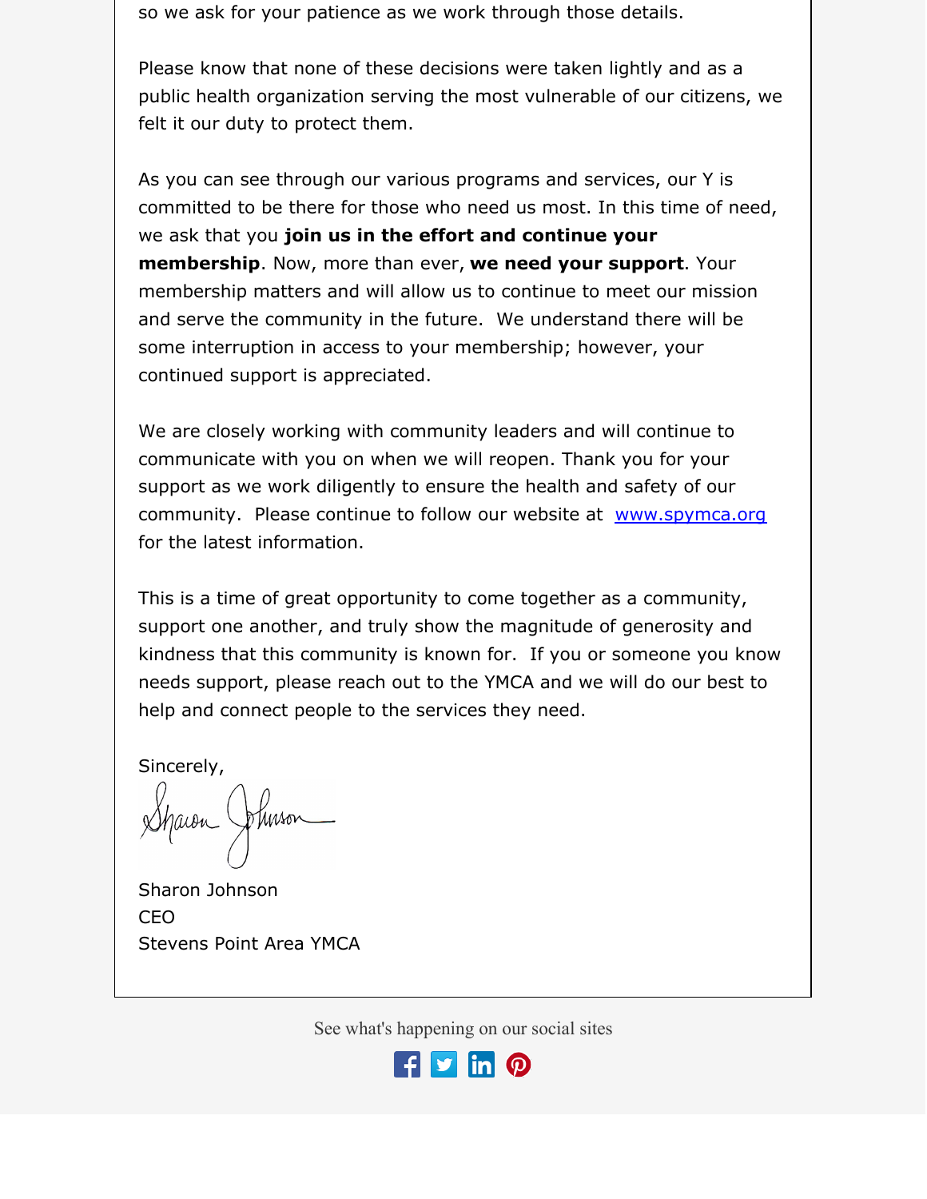so we ask for your patience as we work through those details.

Please know that none of these decisions were taken lightly and as a public health organization serving the most vulnerable of our citizens, we felt it our duty to protect them.

As you can see through our various programs and services, our Y is committed to be there for those who need us most. In this time of need, we ask that you **join us in the effort and continue your membership**. Now, more than ever, **we need your support**. Your membership matters and will allow us to continue to meet our mission and serve the community in the future. We understand there will be some interruption in access to your membership; however, your continued support is appreciated.

We are closely working with community leaders and will continue to communicate with you on when we will reopen. Thank you for your support as we work diligently to ensure the health and safety of our community. Please continue to follow our website at [www.spymca.org](http://www.spymca.org) for the latest information.

This is a time of great opportunity to come together as a community, support one another, and truly show the magnitude of generosity and kindness that this community is known for. If you or someone you know needs support, please reach out to the YMCA and we will do our best to help and connect people to the services they need.

Sincerely,

Sharon Johnson
CEO
Stevens Point Area YMCA

See what's happening on our social sites